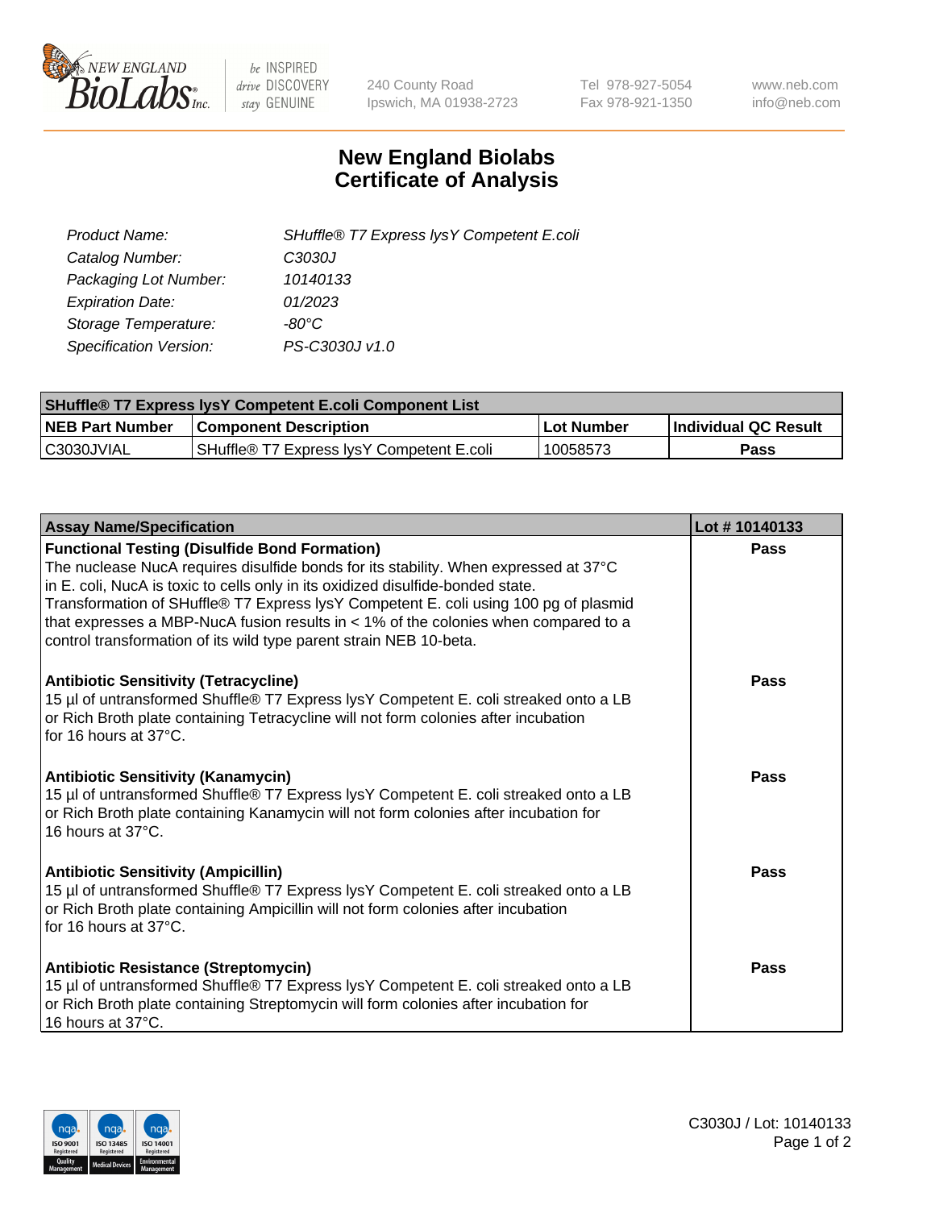# New England Biolabs Certificate of Analysis

| | |
|---|---|
| *Product Name:* | *SHuffle® T7 Express lysY Competent E.coli* |
| *Catalog Number:* | *C3030J* |
| *Packaging Lot Number:* | *10140133* |
| *Expiration Date:* | *01/2023* |
| *Storage Temperature:* | *-80°C* |
| *Specification Version:* | *PS-C3030J v1.0* |

| SHuffle® T7 Express lysY Competent E.coli Component List | | | |
|---|---|---|---|
| **NEB Part Number** | **Component Description** | **Lot Number** | **Individual QC Result** |
| C3030JVIAL | SHuffle® T7 Express lysY Competent E.coli | 10058573 | **Pass** |

| Assay Name/Specification | Lot # 10140133 |
|---|---|
| **Functional Testing (Disulfide Bond Formation)**<br>The nuclease NucA requires disulfide bonds for its stability. When expressed at 37°C in E. coli, NucA is toxic to cells only in its oxidized disulfide-bonded state. Transformation of SHuffle® T7 Express lysY Competent E. coli using 100 pg of plasmid that expresses a MBP-NucA fusion results in < 1% of the colonies when compared to a control transformation of its wild type parent strain NEB 10-beta. | **Pass** |
| **Antibiotic Sensitivity (Tetracycline)**<br>15 µl of untransformed Shuffle® T7 Express lysY Competent E. coli streaked onto a LB or Rich Broth plate containing Tetracycline will not form colonies after incubation for 16 hours at 37°C. | **Pass** |
| **Antibiotic Sensitivity (Kanamycin)**<br>15 µl of untransformed Shuffle® T7 Express lysY Competent E. coli streaked onto a LB or Rich Broth plate containing Kanamycin will not form colonies after incubation for 16 hours at 37°C. | **Pass** |
| **Antibiotic Sensitivity (Ampicillin)**<br>15 µl of untransformed Shuffle® T7 Express lysY Competent E. coli streaked onto a LB or Rich Broth plate containing Ampicillin will not form colonies after incubation for 16 hours at 37°C. | **Pass** |
| **Antibiotic Resistance (Streptomycin)**<br>15 µl of untransformed Shuffle® T7 Express lysY Competent E. coli streaked onto a LB or Rich Broth plate containing Streptomycin will form colonies after incubation for 16 hours at 37°C. | **Pass** |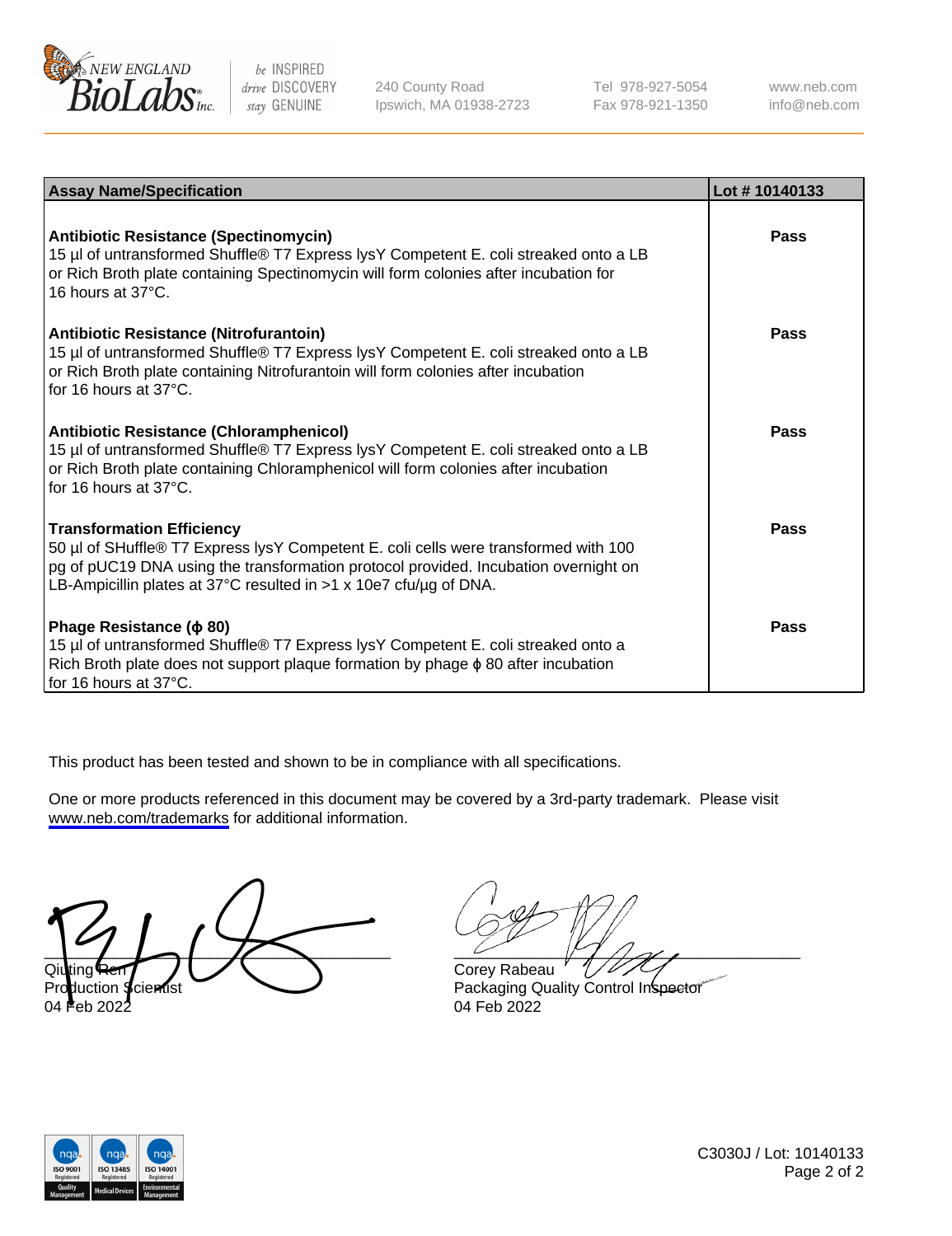NEW ENGLAND BioLabs Inc. — be INSPIRED drive DISCOVERY stay GENUINE

240 County Road
Ipswich, MA 01938-2723

Tel 978-927-5054
Fax 978-921-1350

www.neb.com
info@neb.com

| Assay Name/Specification | Lot # 10140133 |
|---|---|
| **Antibiotic Resistance (Spectinomycin)**<br>15 µl of untransformed Shuffle® T7 Express lysY Competent E. coli streaked onto a LB or Rich Broth plate containing Spectinomycin will form colonies after incubation for 16 hours at 37°C. | **Pass** |
| **Antibiotic Resistance (Nitrofurantoin)**<br>15 µl of untransformed Shuffle® T7 Express lysY Competent E. coli streaked onto a LB or Rich Broth plate containing Nitrofurantoin will form colonies after incubation for 16 hours at 37°C. | **Pass** |
| **Antibiotic Resistance (Chloramphenicol)**<br>15 µl of untransformed Shuffle® T7 Express lysY Competent E. coli streaked onto a LB or Rich Broth plate containing Chloramphenicol will form colonies after incubation for 16 hours at 37°C. | **Pass** |
| **Transformation Efficiency**<br>50 µl of SHuffle® T7 Express lysY Competent E. coli cells were transformed with 100 pg of pUC19 DNA using the transformation protocol provided. Incubation overnight on LB-Ampicillin plates at 37°C resulted in >1 x 10e7 cfu/µg of DNA. | **Pass** |
| **Phage Resistance (ϕ 80)**<br>15 µl of untransformed Shuffle® T7 Express lysY Competent E. coli streaked onto a Rich Broth plate does not support plaque formation by phage ϕ 80 after incubation for 16 hours at 37°C. | **Pass** |

This product has been tested and shown to be in compliance with all specifications.

One or more products referenced in this document may be covered by a 3rd-party trademark. Please visit www.neb.com/trademarks for additional information.

Qiuting Ren
Production Scientist
04 Feb 2022

Corey Rabeau
Packaging Quality Control Inspector
04 Feb 2022

C3030J / Lot: 10140133